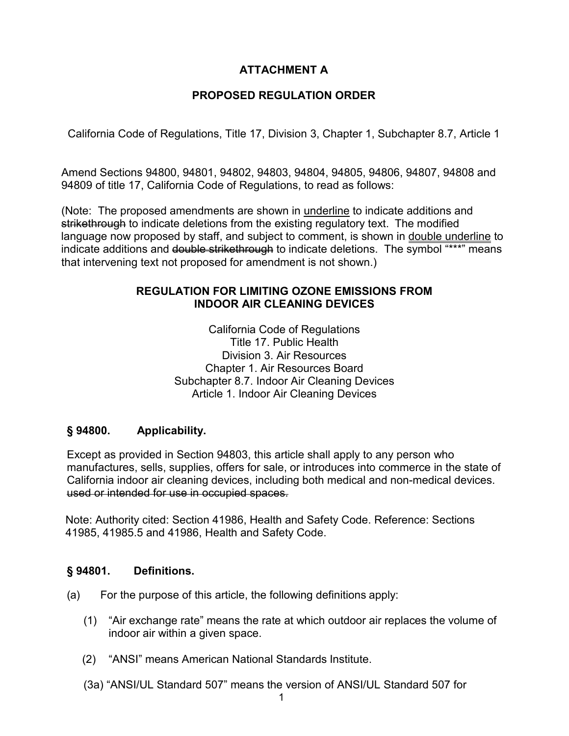# ATTACHMENT A

## PROPOSED REGULATION ORDER

California Code of Regulations, Title 17, Division 3, Chapter 1, Subchapter 8.7, Article 1

Amend Sections 94800, 94801, 94802, 94803, 94804, 94805, 94806, 94807, 94808 and 94809 of title 17, California Code of Regulations, to read as follows:

(Note: The proposed amendments are shown in <u>underline</u> to indicate additions and ~~strikethrough~~ to indicate deletions from the existing regulatory text. The modified language now proposed by staff, and subject to comment, is shown in <u>double underline</u> to indicate additions and ~~double strikethrough~~ to indicate deletions. The symbol "***" means that intervening text not proposed for amendment is not shown.)

## REGULATION FOR LIMITING OZONE EMISSIONS FROM INDOOR AIR CLEANING DEVICES

California Code of Regulations
Title 17. Public Health
Division 3. Air Resources
Chapter 1. Air Resources Board
Subchapter 8.7. Indoor Air Cleaning Devices
Article 1. Indoor Air Cleaning Devices

### § 94800. Applicability.

Except as provided in Section 94803, this article shall apply to any person who manufactures, sells, supplies, offers for sale, or introduces into commerce in the state of California indoor air cleaning devices, including both medical and non-medical devices. ~~used or intended for use in occupied spaces.~~

Note: Authority cited: Section 41986, Health and Safety Code. Reference: Sections 41985, 41985.5 and 41986, Health and Safety Code.

### § 94801. Definitions.

(a) For the purpose of this article, the following definitions apply:

(1) "Air exchange rate" means the rate at which outdoor air replaces the volume of indoor air within a given space.

(2) "ANSI" means American National Standards Institute.

(3a) "ANSI/UL Standard 507" means the version of ANSI/UL Standard 507 for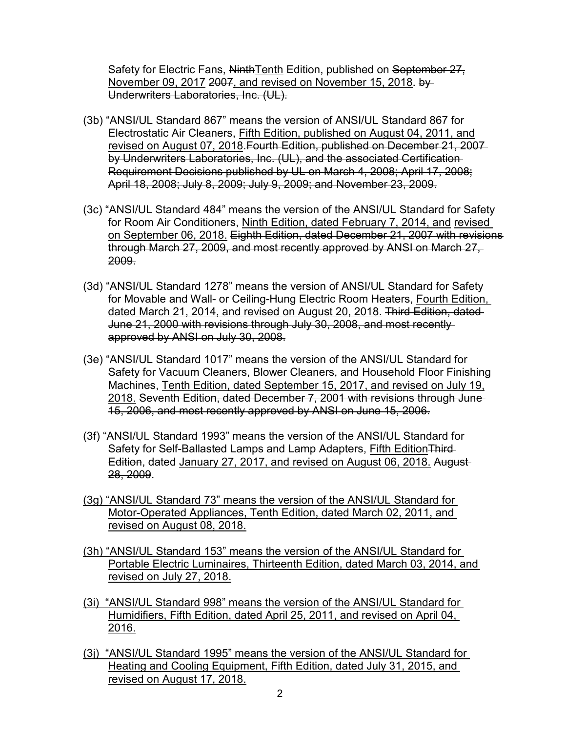Safety for Electric Fans, ~~Ninth~~<u>Tenth</u> Edition, published on ~~September 27,~~ <u>November 09, 2017</u> ~~2007~~<u>, and revised on November 15, 2018</u>. ~~by Underwriters Laboratories, Inc. (UL).~~

(3b) "ANSI/UL Standard 867" means the version of ANSI/UL Standard 867 for Electrostatic Air Cleaners, <u>Fifth Edition, published on August 04, 2011, and revised on August 07, 2018</u>.~~Fourth Edition, published on December 21, 2007 by Underwriters Laboratories, Inc. (UL), and the associated Certification Requirement Decisions published by UL on March 4, 2008; April 17, 2008; April 18, 2008; July 8, 2009; July 9, 2009; and November 23, 2009.~~

(3c) "ANSI/UL Standard 484" means the version of the ANSI/UL Standard for Safety for Room Air Conditioners, <u>Ninth Edition, dated February 7, 2014, and revised on September 06, 2018.</u> ~~Eighth Edition, dated December 21, 2007 with revisions through March 27, 2009, and most recently approved by ANSI on March 27, 2009.~~

(3d) "ANSI/UL Standard 1278" means the version of ANSI/UL Standard for Safety for Movable and Wall- or Ceiling-Hung Electric Room Heaters, <u>Fourth Edition, dated March 21, 2014, and revised on August 20, 2018.</u> ~~Third Edition, dated June 21, 2000 with revisions through July 30, 2008, and most recently approved by ANSI on July 30, 2008.~~

(3e) "ANSI/UL Standard 1017" means the version of the ANSI/UL Standard for Safety for Vacuum Cleaners, Blower Cleaners, and Household Floor Finishing Machines, <u>Tenth Edition, dated September 15, 2017, and revised on July 19, 2018.</u> ~~Seventh Edition, dated December 7, 2001 with revisions through June 15, 2006, and most recently approved by ANSI on June 15, 2006.~~

(3f) "ANSI/UL Standard 1993" means the version of the ANSI/UL Standard for Safety for Self-Ballasted Lamps and Lamp Adapters, <u>Fifth Edition</u>~~Third Edition~~, dated <u>January 27, 2017, and revised on August 06, 2018.</u> ~~August 28, 2009~~.

<u>(3g) "ANSI/UL Standard 73" means the version of the ANSI/UL Standard for Motor-Operated Appliances, Tenth Edition, dated March 02, 2011, and revised on August 08, 2018.</u>

<u>(3h) "ANSI/UL Standard 153" means the version of the ANSI/UL Standard for Portable Electric Luminaires, Thirteenth Edition, dated March 03, 2014, and revised on July 27, 2018.</u>

<u>(3i) "ANSI/UL Standard 998" means the version of the ANSI/UL Standard for Humidifiers, Fifth Edition, dated April 25, 2011, and revised on April 04, 2016.</u>

<u>(3j) "ANSI/UL Standard 1995" means the version of the ANSI/UL Standard for Heating and Cooling Equipment, Fifth Edition, dated July 31, 2015, and revised on August 17, 2018.</u>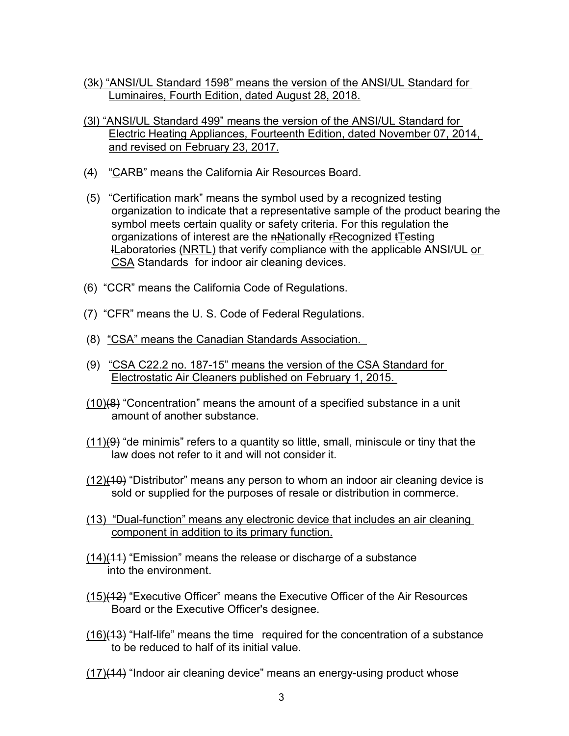<u>(3k) "ANSI/UL Standard 1598" means the version of the ANSI/UL Standard for Luminaires, Fourth Edition, dated August 28, 2018.</u>

<u>(3l) "ANSI/UL Standard 499" means the version of the ANSI/UL Standard for Electric Heating Appliances, Fourteenth Edition, dated November 07, 2014, and revised on February 23, 2017.</u>

(4) "<u>C</u>ARB" means the California Air Resources Board.

(5) "Certification mark" means the symbol used by a recognized testing organization to indicate that a representative sample of the product bearing the symbol meets certain quality or safety criteria. For this regulation the organizations of interest are the ~~n~~<u>N</u>ationally ~~r~~<u>R</u>ecognized ~~t~~<u>T</u>esting ~~l~~<u>L</u>aboratories <u>(NRTL)</u> that verify compliance with the applicable ANSI/UL <u>or CSA</u> Standards for indoor air cleaning devices.

(6) "CCR" means the California Code of Regulations.

(7) "CFR" means the U. S. Code of Federal Regulations.

(8) <u>"CSA" means the Canadian Standards Association.</u>

(9) <u>"CSA C22.2 no. 187-15" means the version of the CSA Standard for Electrostatic Air Cleaners published on February 1, 2015.</u>

<u>(10)</u>~~(8)~~ "Concentration" means the amount of a specified substance in a unit amount of another substance.

<u>(11)</u>~~(9)~~ "de minimis" refers to a quantity so little, small, miniscule or tiny that the law does not refer to it and will not consider it.

<u>(12)</u>~~(10)~~ "Distributor" means any person to whom an indoor air cleaning device is sold or supplied for the purposes of resale or distribution in commerce.

<u>(13) "Dual-function" means any electronic device that includes an air cleaning component in addition to its primary function.</u>

<u>(14)</u>~~(11)~~ "Emission" means the release or discharge of a substance into the environment.

<u>(15)</u>~~(12)~~ "Executive Officer" means the Executive Officer of the Air Resources Board or the Executive Officer's designee.

<u>(16)</u>~~(13)~~ "Half-life" means the time required for the concentration of a substance to be reduced to half of its initial value.

<u>(17)</u>~~(14)~~ "Indoor air cleaning device" means an energy-using product whose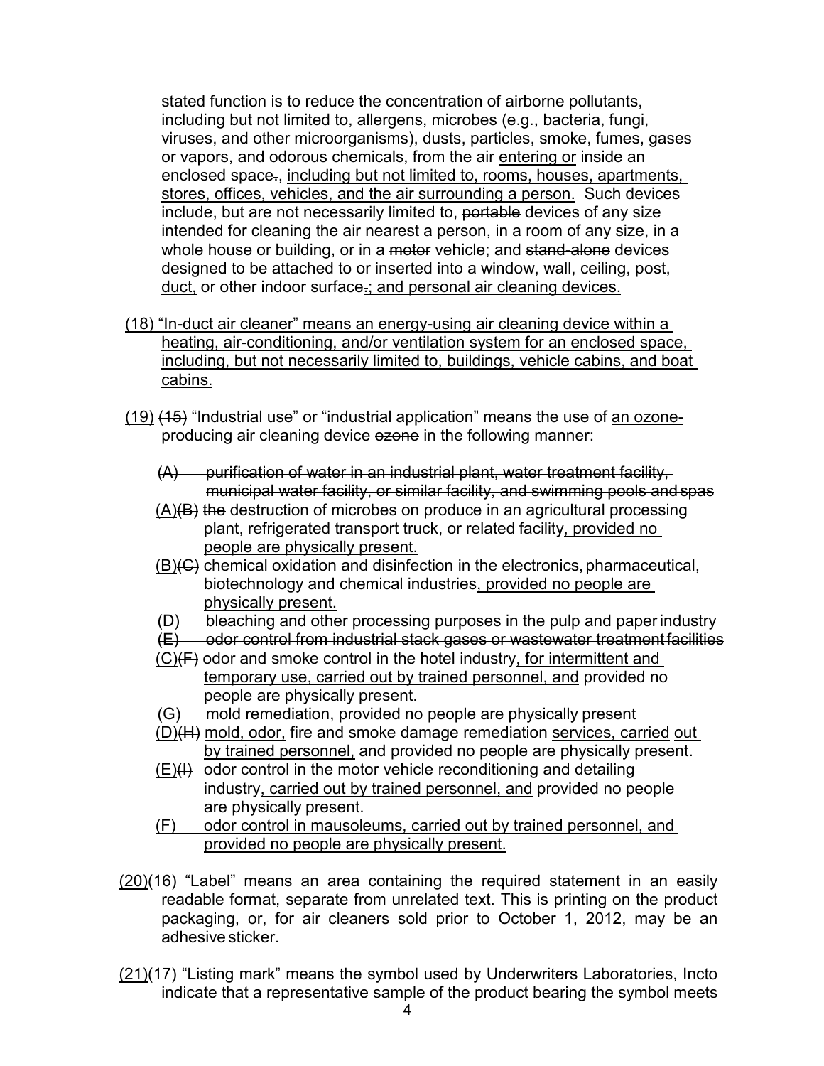stated function is to reduce the concentration of airborne pollutants, including but not limited to, allergens, microbes (e.g., bacteria, fungi, viruses, and other microorganisms), dusts, particles, smoke, fumes, gases or vapors, and odorous chemicals, from the air <u>entering or</u> inside an enclosed space~~.~~, <u>including but not limited to, rooms, houses, apartments, stores, offices, vehicles, and the air surrounding a person.</u> Such devices include, but are not necessarily limited to, ~~portable~~ devices of any size intended for cleaning the air nearest a person, in a room of any size, in a whole house or building, or in a ~~motor~~ vehicle; and ~~stand-alone~~ devices designed to be attached to <u>or inserted into</u> a <u>window,</u> wall, ceiling, post, <u>duct,</u> or other indoor surface~~.~~<u>; and personal air cleaning devices.</u>

<u>(18) "In-duct air cleaner" means an energy-using air cleaning device within a heating, air-conditioning, and/or ventilation system for an enclosed space, including, but not necessarily limited to, buildings, vehicle cabins, and boat cabins.</u>

<u>(19)</u> ~~(15)~~ "Industrial use" or "industrial application" means the use of <u>an ozone-producing air cleaning device</u> ~~ozone~~ in the following manner:

~~(A) purification of water in an industrial plant, water treatment facility, municipal water facility, or similar facility, and swimming pools and spas~~

<u>(A)</u>~~(B)~~ ~~the~~ destruction of microbes on produce in an agricultural processing plant, refrigerated transport truck, or related facility<u>, provided no people are physically present.</u>

<u>(B)</u>~~(C)~~ chemical oxidation and disinfection in the electronics, pharmaceutical, biotechnology and chemical industries<u>, provided no people are physically present.</u>

~~(D) bleaching and other processing purposes in the pulp and paper industry~~

~~(E) odor control from industrial stack gases or wastewater treatment facilities~~

<u>(C)</u>~~(F)~~ odor and smoke control in the hotel industry<u>, for intermittent and temporary use, carried out by trained personnel, and</u> provided no people are physically present.

~~(G) mold remediation, provided no people are physically present~~

<u>(D)</u>~~(H)~~ <u>mold, odor,</u> fire and smoke damage remediation <u>services, carried out by trained personnel,</u> and provided no people are physically present.

<u>(E)</u>~~(I)~~ odor control in the motor vehicle reconditioning and detailing industry<u>, carried out by trained personnel, and</u> provided no people are physically present.

<u>(F) odor control in mausoleums, carried out by trained personnel, and provided no people are physically present.</u>

<u>(20)</u>~~(16)~~ "Label" means an area containing the required statement in an easily readable format, separate from unrelated text. This is printing on the product packaging, or, for air cleaners sold prior to October 1, 2012, may be an adhesive sticker.

<u>(21)</u>~~(17)~~ "Listing mark" means the symbol used by Underwriters Laboratories, Incto indicate that a representative sample of the product bearing the symbol meets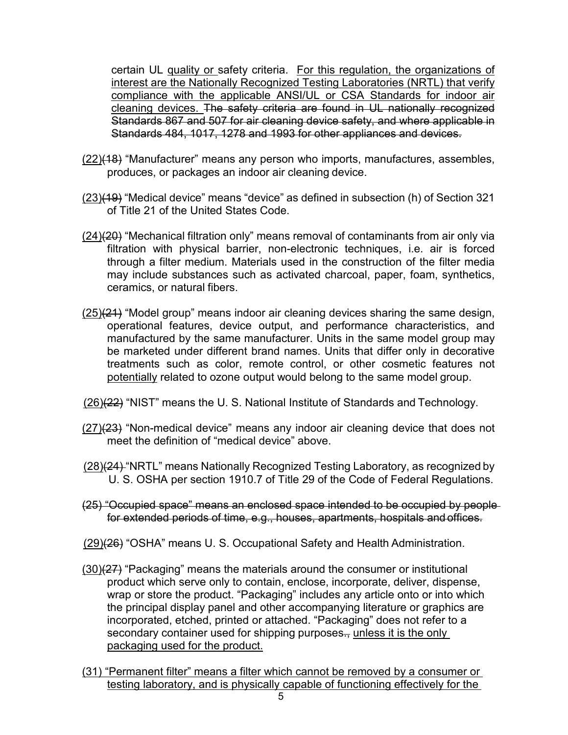certain UL <u>quality or </u>safety criteria. <u>For this regulation, the organizations of interest are the Nationally Recognized Testing Laboratories (NRTL) that verify compliance with the applicable ANSI/UL or CSA Standards for indoor air cleaning devices.</u> ~~The safety criteria are found in UL nationally recognized Standards 867 and 507 for air cleaning device safety, and where applicable in Standards 484, 1017, 1278 and 1993 for other appliances and devices.~~

<u>(22)</u>~~(18)~~ "Manufacturer" means any person who imports, manufactures, assembles, produces, or packages an indoor air cleaning device.

<u>(23)</u>~~(19)~~ "Medical device" means "device" as defined in subsection (h) of Section 321 of Title 21 of the United States Code.

<u>(24)</u>~~(20)~~ "Mechanical filtration only" means removal of contaminants from air only via filtration with physical barrier, non-electronic techniques, i.e. air is forced through a filter medium. Materials used in the construction of the filter media may include substances such as activated charcoal, paper, foam, synthetics, ceramics, or natural fibers.

<u>(25)</u>~~(21)~~ "Model group" means indoor air cleaning devices sharing the same design, operational features, device output, and performance characteristics, and manufactured by the same manufacturer. Units in the same model group may be marketed under different brand names. Units that differ only in decorative treatments such as color, remote control, or other cosmetic features not <u>potentially</u> related to ozone output would belong to the same model group.

<u>(26)</u>~~(22)~~ "NIST" means the U. S. National Institute of Standards and Technology.

<u>(27)</u>~~(23)~~ "Non-medical device" means any indoor air cleaning device that does not meet the definition of "medical device" above.

<u>(28)</u>~~(24)~~ "NRTL" means Nationally Recognized Testing Laboratory, as recognized by U. S. OSHA per section 1910.7 of Title 29 of the Code of Federal Regulations.

~~(25) "Occupied space" means an enclosed space intended to be occupied by people for extended periods of time, e.g., houses, apartments, hospitals and offices.~~

<u>(29)</u>~~(26)~~ "OSHA" means U. S. Occupational Safety and Health Administration.

<u>(30)</u>~~(27)~~ "Packaging" means the materials around the consumer or institutional product which serve only to contain, enclose, incorporate, deliver, dispense, wrap or store the product. "Packaging" includes any article onto or into which the principal display panel and other accompanying literature or graphics are incorporated, etched, printed or attached. "Packaging" does not refer to a secondary container used for shipping purposes~~.~~<u>, unless it is the only packaging used for the product.</u>

<u>(31) "Permanent filter" means a filter which cannot be removed by a consumer or testing laboratory, and is physically capable of functioning effectively for the</u>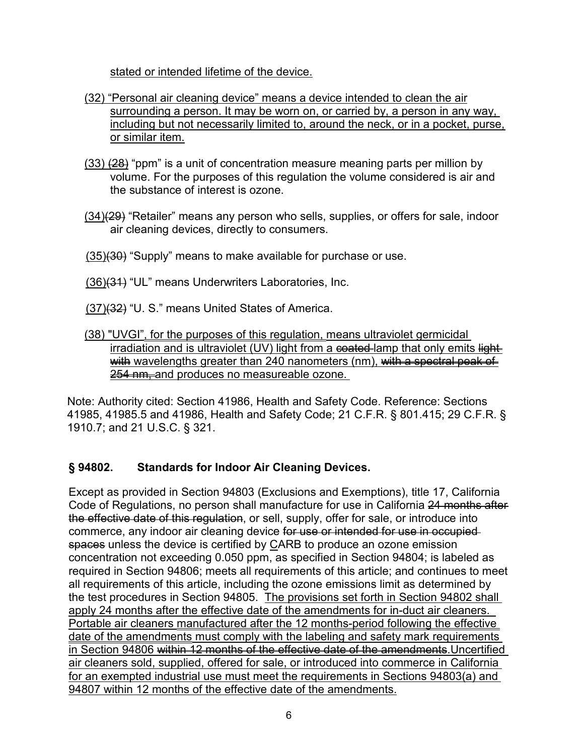stated or intended lifetime of the device.

(32) "Personal air cleaning device" means a device intended to clean the air surrounding a person. It may be worn on, or carried by, a person in any way, including but not necessarily limited to, around the neck, or in a pocket, purse, or similar item.

(33) ~~(28)~~ "ppm" is a unit of concentration measure meaning parts per million by volume. For the purposes of this regulation the volume considered is air and the substance of interest is ozone.

(34)~~(29)~~ "Retailer" means any person who sells, supplies, or offers for sale, indoor air cleaning devices, directly to consumers.

(35)~~(30)~~ "Supply" means to make available for purchase or use.

(36)~~(31)~~ "UL" means Underwriters Laboratories, Inc.

(37)~~(32)~~ "U. S." means United States of America.

(38) "UVGI", for the purposes of this regulation, means ultraviolet germicidal irradiation and is ultraviolet (UV) light from a ~~coated~~ lamp that only emits ~~light with~~ wavelengths greater than 240 nanometers (nm), ~~with a spectral peak of 254 nm,~~ and produces no measureable ozone.

Note: Authority cited: Section 41986, Health and Safety Code. Reference: Sections 41985, 41985.5 and 41986, Health and Safety Code; 21 C.F.R. § 801.415; 29 C.F.R. § 1910.7; and 21 U.S.C. § 321.

## § 94802. Standards for Indoor Air Cleaning Devices.

Except as provided in Section 94803 (Exclusions and Exemptions), title 17, California Code of Regulations, no person shall manufacture for use in California ~~24 months after the effective date of this regulation~~, or sell, supply, offer for sale, or introduce into commerce, any indoor air cleaning device ~~for use or intended for use in occupied spaces~~ unless the device is certified by CARB to produce an ozone emission concentration not exceeding 0.050 ppm, as specified in Section 94804; is labeled as required in Section 94806; meets all requirements of this article; and continues to meet all requirements of this article, including the ozone emissions limit as determined by the test procedures in Section 94805. The provisions set forth in Section 94802 shall apply 24 months after the effective date of the amendments for in-duct air cleaners. Portable air cleaners manufactured after the 12 months-period following the effective date of the amendments must comply with the labeling and safety mark requirements in Section 94806 ~~within 12 months of the effective date of the amendments~~.Uncertified air cleaners sold, supplied, offered for sale, or introduced into commerce in California for an exempted industrial use must meet the requirements in Sections 94803(a) and 94807 within 12 months of the effective date of the amendments.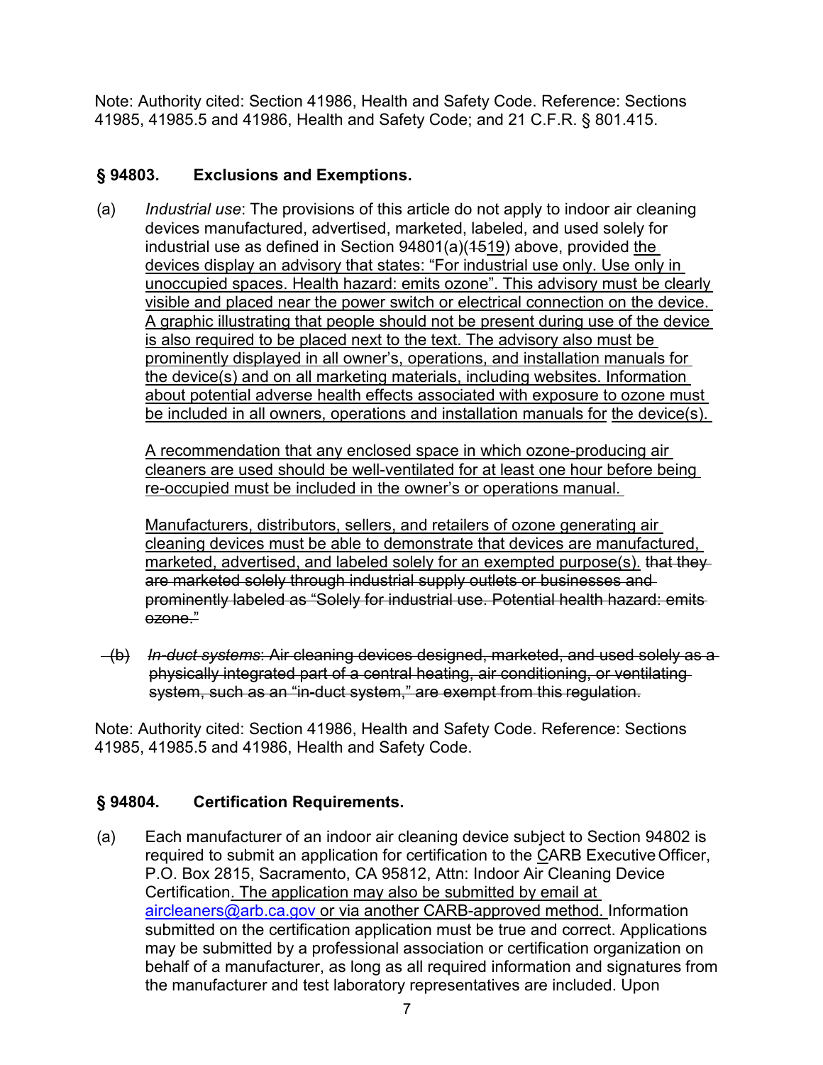Note: Authority cited: Section 41986, Health and Safety Code. Reference: Sections 41985, 41985.5 and 41986, Health and Safety Code; and 21 C.F.R. § 801.415.

## § 94803. Exclusions and Exemptions.

(a) *Industrial use*: The provisions of this article do not apply to indoor air cleaning devices manufactured, advertised, marketed, labeled, and used solely for industrial use as defined in Section 94801(a)(~~15~~19) above, provided the devices display an advisory that states: "For industrial use only. Use only in unoccupied spaces. Health hazard: emits ozone". This advisory must be clearly visible and placed near the power switch or electrical connection on the device. A graphic illustrating that people should not be present during use of the device is also required to be placed next to the text. The advisory also must be prominently displayed in all owner's, operations, and installation manuals for the device(s) and on all marketing materials, including websites. Information about potential adverse health effects associated with exposure to ozone must be included in all owners, operations and installation manuals for the device(s).

A recommendation that any enclosed space in which ozone-producing air cleaners are used should be well-ventilated for at least one hour before being re-occupied must be included in the owner's or operations manual.

Manufacturers, distributors, sellers, and retailers of ozone generating air cleaning devices must be able to demonstrate that devices are manufactured, marketed, advertised, and labeled solely for an exempted purpose(s). ~~that they are marketed solely through industrial supply outlets or businesses and prominently labeled as "Solely for industrial use. Potential health hazard: emits ozone."~~

~~(b) *In-duct systems*: Air cleaning devices designed, marketed, and used solely as a physically integrated part of a central heating, air conditioning, or ventilating system, such as an "in-duct system," are exempt from this regulation.~~

Note: Authority cited: Section 41986, Health and Safety Code. Reference: Sections 41985, 41985.5 and 41986, Health and Safety Code.

## § 94804. Certification Requirements.

(a) Each manufacturer of an indoor air cleaning device subject to Section 94802 is required to submit an application for certification to the CARB Executive Officer, P.O. Box 2815, Sacramento, CA 95812, Attn: Indoor Air Cleaning Device Certification. The application may also be submitted by email at aircleaners@arb.ca.gov or via another CARB-approved method. Information submitted on the certification application must be true and correct. Applications may be submitted by a professional association or certification organization on behalf of a manufacturer, as long as all required information and signatures from the manufacturer and test laboratory representatives are included. Upon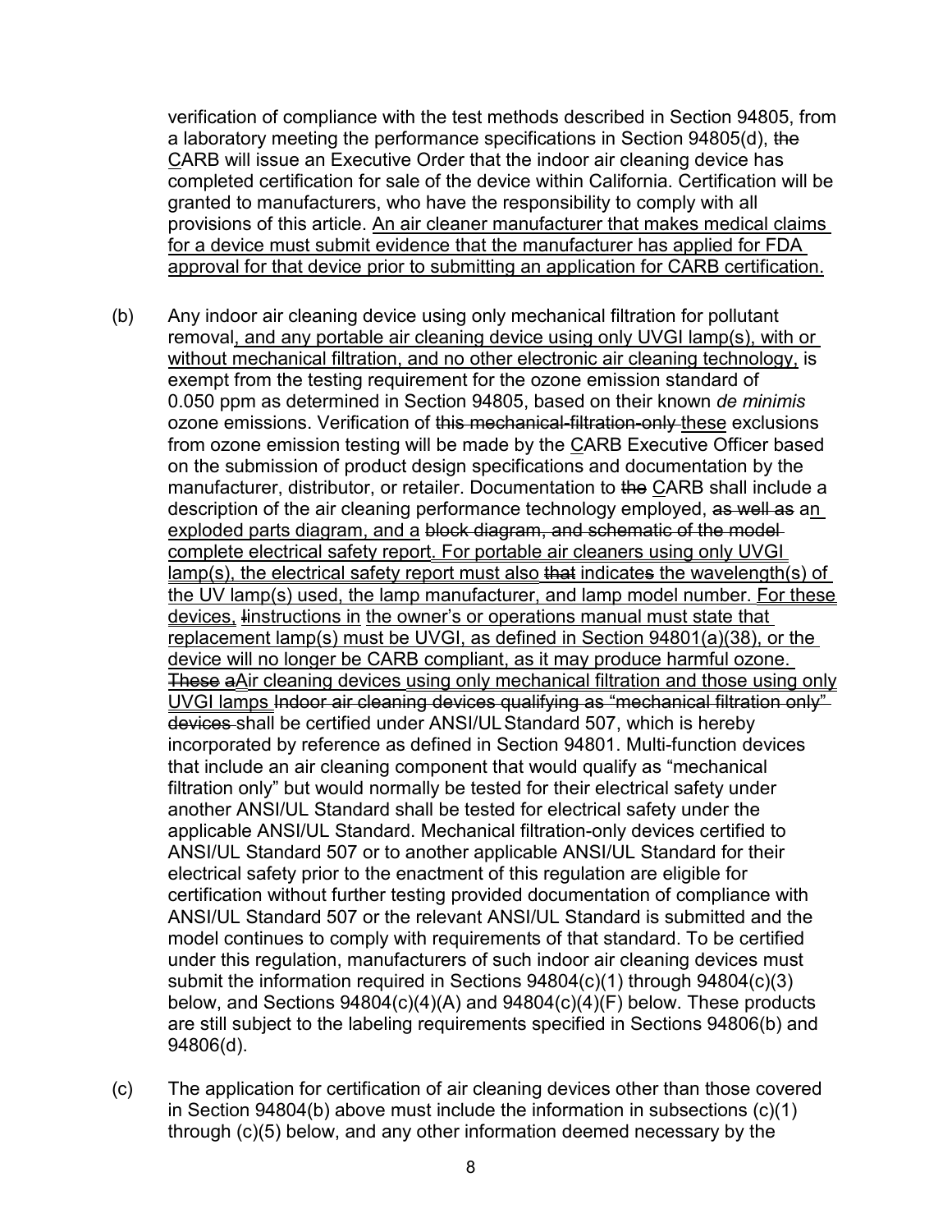verification of compliance with the test methods described in Section 94805, from a laboratory meeting the performance specifications in Section 94805(d), ~~the~~ CARB will issue an Executive Order that the indoor air cleaning device has completed certification for sale of the device within California. Certification will be granted to manufacturers, who have the responsibility to comply with all provisions of this article. <u>An air cleaner manufacturer that makes medical claims for a device must submit evidence that the manufacturer has applied for FDA approval for that device prior to submitting an application for CARB certification.</u>

(b) Any indoor air cleaning device using only mechanical filtration for pollutant removal<u>, and any portable air cleaning device using only UVGI lamp(s), with or without mechanical filtration, and no other electronic air cleaning technology,</u> is exempt from the testing requirement for the ozone emission standard of 0.050 ppm as determined in Section 94805, based on their known *de minimis* ozone emissions. Verification of ~~this mechanical-filtration-only~~ <u>these</u> exclusions from ozone emission testing will be made by the <u>C</u>ARB Executive Officer based on the submission of product design specifications and documentation by the manufacturer, distributor, or retailer. Documentation to ~~the~~ <u>C</u>ARB shall include a description of the air cleaning performance technology employed, ~~as well as~~ a<u>n exploded parts diagram, and a</u> ~~block diagram, and schematic of the model~~ <u>complete electrical safety report. For portable air cleaners using only UVGI lamp(s), the electrical safety report must also</u> ~~that~~ indicate~~s~~ the wavelength(s) of <u>the UV lamp(s) used, the lamp manufacturer, and lamp model number. For these devices,</u> ~~I~~<u>i</u>nstructions in <u>the owner's or operations manual must state that replacement lamp(s) must be UVGI, as defined in Section 94801(a)(38), or the device will no longer be CARB compliant, as it may produce harmful ozone.</u> ~~These a~~<u>A</u>ir cleaning devices <u>using only mechanical filtration and those using only UVGI lamps</u> ~~Indoor air cleaning devices qualifying as "mechanical filtration only" devices~~ shall be certified under ANSI/UL Standard 507, which is hereby incorporated by reference as defined in Section 94801. Multi-function devices that include an air cleaning component that would qualify as "mechanical filtration only" but would normally be tested for their electrical safety under another ANSI/UL Standard shall be tested for electrical safety under the applicable ANSI/UL Standard. Mechanical filtration-only devices certified to ANSI/UL Standard 507 or to another applicable ANSI/UL Standard for their electrical safety prior to the enactment of this regulation are eligible for certification without further testing provided documentation of compliance with ANSI/UL Standard 507 or the relevant ANSI/UL Standard is submitted and the model continues to comply with requirements of that standard. To be certified under this regulation, manufacturers of such indoor air cleaning devices must submit the information required in Sections 94804(c)(1) through 94804(c)(3) below, and Sections 94804(c)(4)(A) and 94804(c)(4)(F) below. These products are still subject to the labeling requirements specified in Sections 94806(b) and 94806(d).

(c) The application for certification of air cleaning devices other than those covered in Section 94804(b) above must include the information in subsections (c)(1) through (c)(5) below, and any other information deemed necessary by the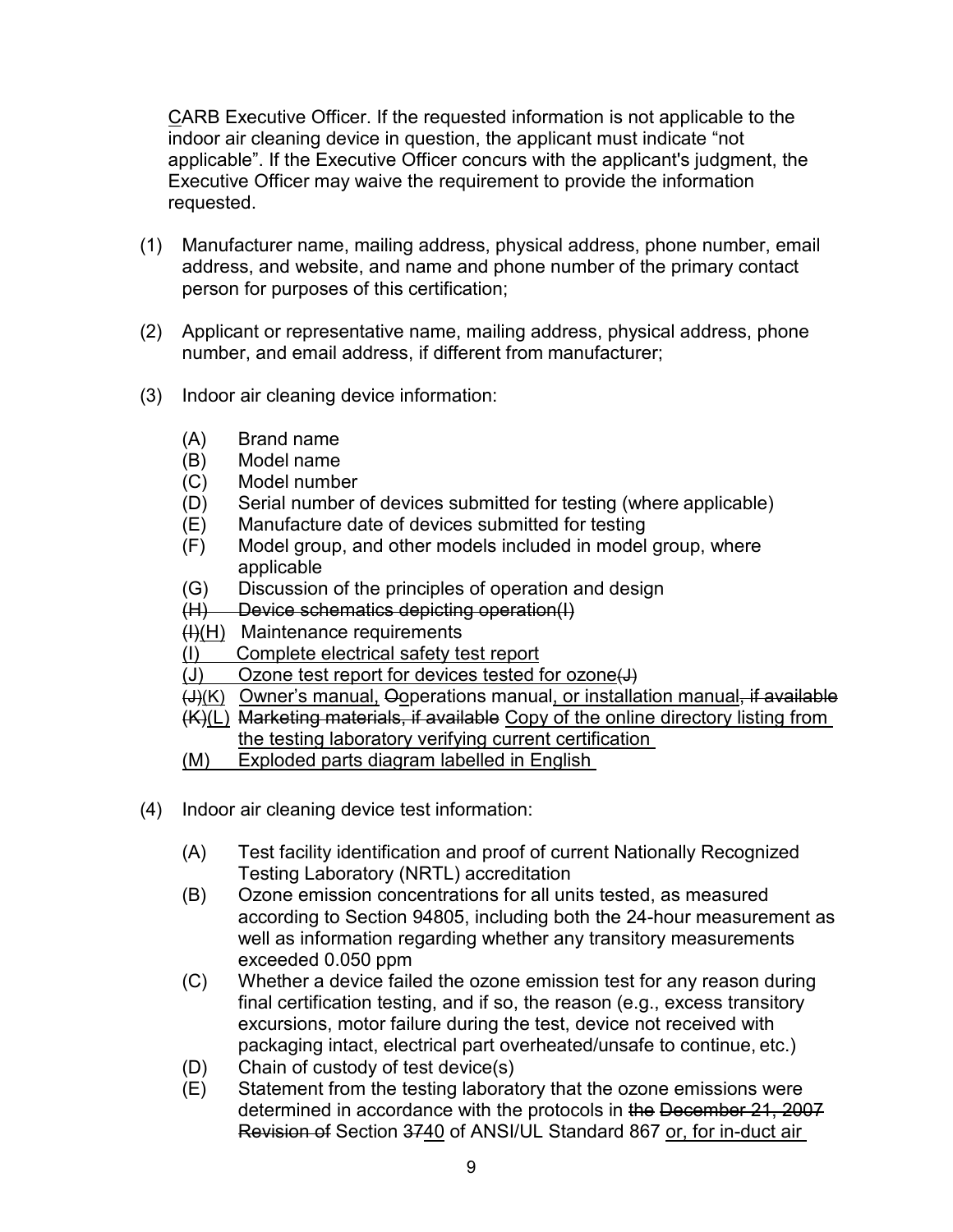CARB Executive Officer. If the requested information is not applicable to the indoor air cleaning device in question, the applicant must indicate “not applicable”. If the Executive Officer concurs with the applicant's judgment, the Executive Officer may waive the requirement to provide the information requested.

(1) Manufacturer name, mailing address, physical address, phone number, email address, and website, and name and phone number of the primary contact person for purposes of this certification;

(2) Applicant or representative name, mailing address, physical address, phone number, and email address, if different from manufacturer;

(3) Indoor air cleaning device information:

(A) Brand name
(B) Model name
(C) Model number
(D) Serial number of devices submitted for testing (where applicable)
(E) Manufacture date of devices submitted for testing
(F) Model group, and other models included in model group, where applicable
(G) Discussion of the principles of operation and design
~~(H) Device schematics depicting operation(I)~~
~~(I)~~(H) Maintenance requirements
(I) Complete electrical safety test report
(J) Ozone test report for devices tested for ozone~~(J)~~
~~(J)~~(K) Owner’s manual, ~~O~~operations manual, or installation manual~~, if available~~
~~(K)~~(L) ~~Marketing materials, if available~~ Copy of the online directory listing from the testing laboratory verifying current certification
(M) Exploded parts diagram labelled in English

(4) Indoor air cleaning device test information:

(A) Test facility identification and proof of current Nationally Recognized Testing Laboratory (NRTL) accreditation
(B) Ozone emission concentrations for all units tested, as measured according to Section 94805, including both the 24-hour measurement as well as information regarding whether any transitory measurements exceeded 0.050 ppm
(C) Whether a device failed the ozone emission test for any reason during final certification testing, and if so, the reason (e.g., excess transitory excursions, motor failure during the test, device not received with packaging intact, electrical part overheated/unsafe to continue, etc.)
(D) Chain of custody of test device(s)
(E) Statement from the testing laboratory that the ozone emissions were determined in accordance with the protocols in ~~the December 21, 2007 Revision of~~ Section ~~37~~40 of ANSI/UL Standard 867 or, for in-duct air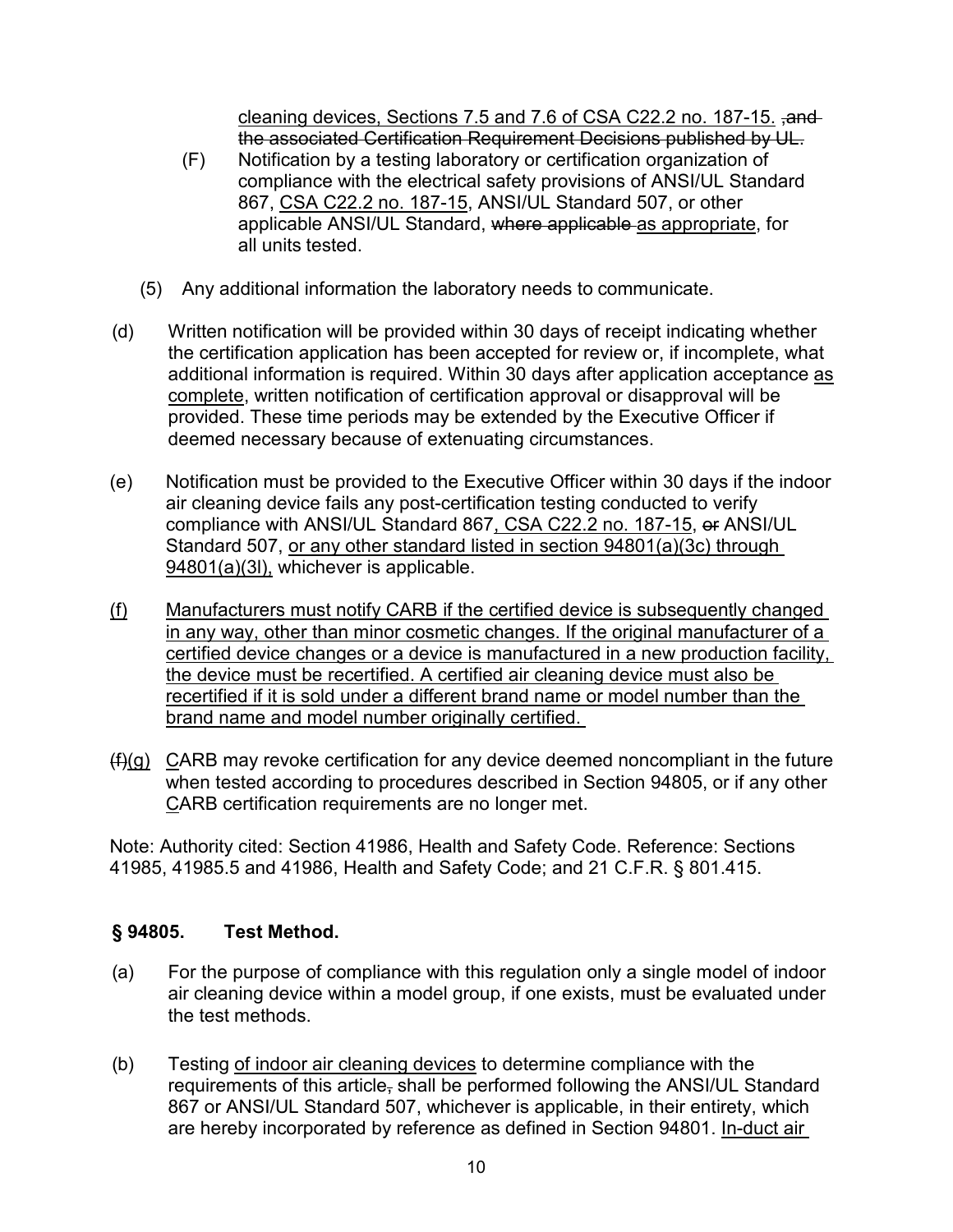cleaning devices, Sections 7.5 and 7.6 of CSA C22.2 no. 187-15. ~~, and the associated Certification Requirement Decisions published by UL.~~

(F) Notification by a testing laboratory or certification organization of compliance with the electrical safety provisions of ANSI/UL Standard 867, CSA C22.2 no. 187-15, ANSI/UL Standard 507, or other applicable ANSI/UL Standard, ~~where applicable~~ as appropriate, for all units tested.

(5) Any additional information the laboratory needs to communicate.

(d) Written notification will be provided within 30 days of receipt indicating whether the certification application has been accepted for review or, if incomplete, what additional information is required. Within 30 days after application acceptance as complete, written notification of certification approval or disapproval will be provided. These time periods may be extended by the Executive Officer if deemed necessary because of extenuating circumstances.

(e) Notification must be provided to the Executive Officer within 30 days if the indoor air cleaning device fails any post-certification testing conducted to verify compliance with ANSI/UL Standard 867, CSA C22.2 no. 187-15, ~~or~~ ANSI/UL Standard 507, or any other standard listed in section 94801(a)(3c) through 94801(a)(3l), whichever is applicable.

(f) Manufacturers must notify CARB if the certified device is subsequently changed in any way, other than minor cosmetic changes. If the original manufacturer of a certified device changes or a device is manufactured in a new production facility, the device must be recertified. A certified air cleaning device must also be recertified if it is sold under a different brand name or model number than the brand name and model number originally certified.

~~(f)~~(g) CARB may revoke certification for any device deemed noncompliant in the future when tested according to procedures described in Section 94805, or if any other CARB certification requirements are no longer met.

Note: Authority cited: Section 41986, Health and Safety Code. Reference: Sections 41985, 41985.5 and 41986, Health and Safety Code; and 21 C.F.R. § 801.415.

## § 94805. Test Method.

(a) For the purpose of compliance with this regulation only a single model of indoor air cleaning device within a model group, if one exists, must be evaluated under the test methods.

(b) Testing of indoor air cleaning devices to determine compliance with the requirements of this article~~,~~ shall be performed following the ANSI/UL Standard 867 or ANSI/UL Standard 507, whichever is applicable, in their entirety, which are hereby incorporated by reference as defined in Section 94801. In-duct air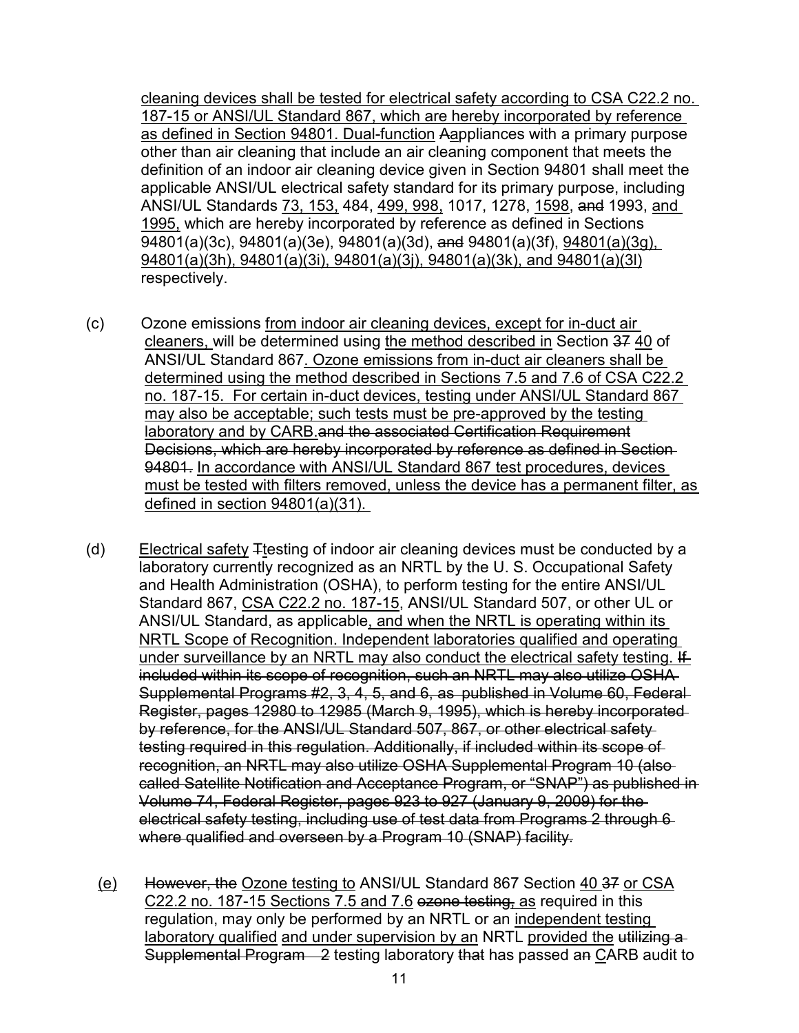cleaning devices shall be tested for electrical safety according to CSA C22.2 no. 187-15 or ANSI/UL Standard 867, which are hereby incorporated by reference as defined in Section 94801. Dual-function Aappliances with a primary purpose other than air cleaning that include an air cleaning component that meets the definition of an indoor air cleaning device given in Section 94801 shall meet the applicable ANSI/UL electrical safety standard for its primary purpose, including ANSI/UL Standards 73, 153, 484, 499, 998, 1017, 1278, 1598, and 1993, and 1995, which are hereby incorporated by reference as defined in Sections 94801(a)(3c), 94801(a)(3e), 94801(a)(3d), and 94801(a)(3f), 94801(a)(3g), 94801(a)(3h), 94801(a)(3i), 94801(a)(3j), 94801(a)(3k), and 94801(a)(3l) respectively.

(c) Ozone emissions from indoor air cleaning devices, except for in-duct air cleaners, will be determined using the method described in Section 37 40 of ANSI/UL Standard 867. Ozone emissions from in-duct air cleaners shall be determined using the method described in Sections 7.5 and 7.6 of CSA C22.2 no. 187-15. For certain in-duct devices, testing under ANSI/UL Standard 867 may also be acceptable; such tests must be pre-approved by the testing laboratory and by CARB.and the associated Certification Requirement Decisions, which are hereby incorporated by reference as defined in Section 94801. In accordance with ANSI/UL Standard 867 test procedures, devices must be tested with filters removed, unless the device has a permanent filter, as defined in section 94801(a)(31).

(d) Electrical safety Ttesting of indoor air cleaning devices must be conducted by a laboratory currently recognized as an NRTL by the U. S. Occupational Safety and Health Administration (OSHA), to perform testing for the entire ANSI/UL Standard 867, CSA C22.2 no. 187-15, ANSI/UL Standard 507, or other UL or ANSI/UL Standard, as applicable, and when the NRTL is operating within its NRTL Scope of Recognition. Independent laboratories qualified and operating under surveillance by an NRTL may also conduct the electrical safety testing. If included within its scope of recognition, such an NRTL may also utilize OSHA Supplemental Programs #2, 3, 4, 5, and 6, as published in Volume 60, Federal Register, pages 12980 to 12985 (March 9, 1995), which is hereby incorporated by reference, for the ANSI/UL Standard 507, 867, or other electrical safety testing required in this regulation. Additionally, if included within its scope of recognition, an NRTL may also utilize OSHA Supplemental Program 10 (also called Satellite Notification and Acceptance Program, or "SNAP") as published in Volume 74, Federal Register, pages 923 to 927 (January 9, 2009) for the electrical safety testing, including use of test data from Programs 2 through 6 where qualified and overseen by a Program 10 (SNAP) facility.

(e) However, the Ozone testing to ANSI/UL Standard 867 Section 40 37 or CSA C22.2 no. 187-15 Sections 7.5 and 7.6 ozone testing, as required in this regulation, may only be performed by an NRTL or an independent testing laboratory qualified and under supervision by an NRTL provided the utilizing a Supplemental Program 2 testing laboratory that has passed an CARB audit to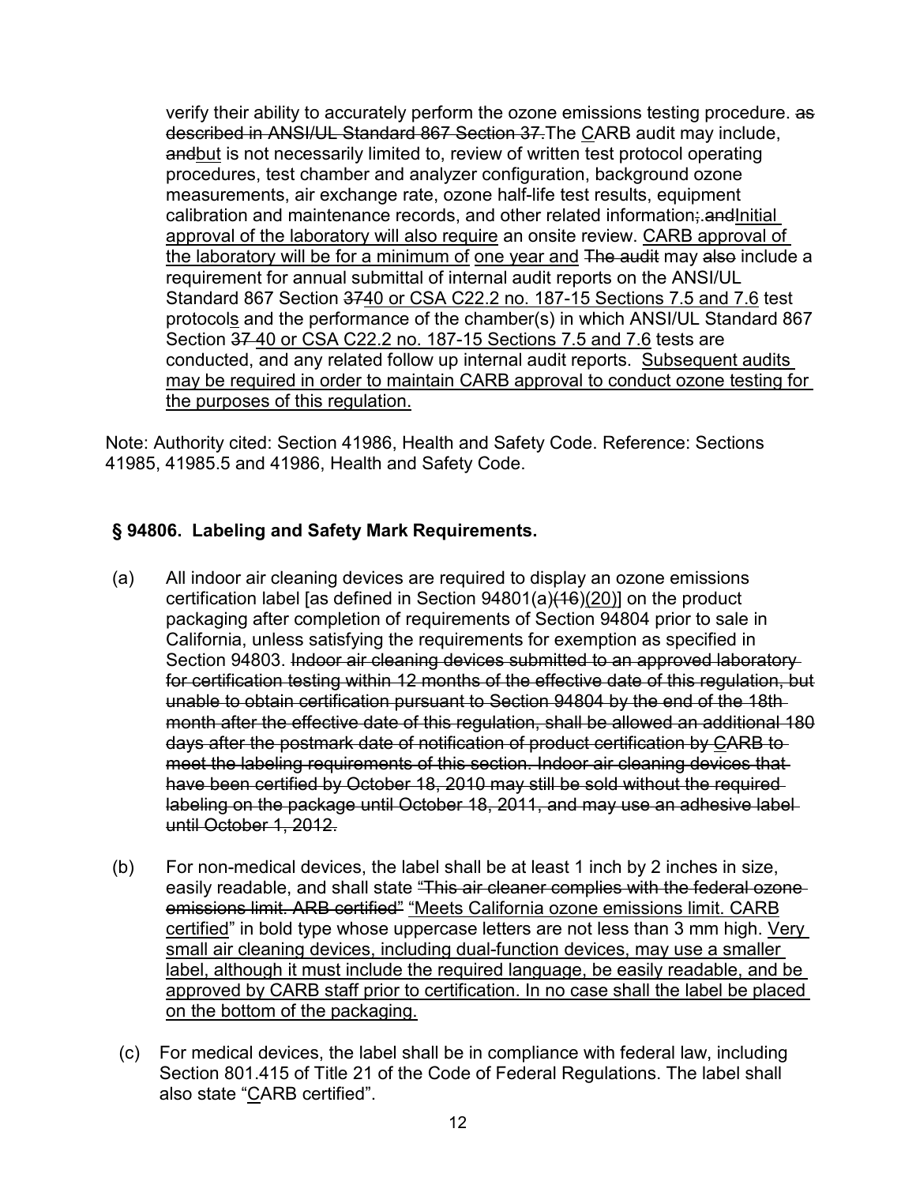verify their ability to accurately perform the ozone emissions testing procedure. ~~as described in ANSI/UL Standard 867 Section 37.~~The CARB audit may include, ~~and~~but is not necessarily limited to, review of written test protocol operating procedures, test chamber and analyzer configuration, background ozone measurements, air exchange rate, ozone half-life test results, equipment calibration and maintenance records, and other related information~~; and~~.Initial approval of the laboratory will also require an onsite review. CARB approval of the laboratory will be for a minimum of one year and ~~The audit~~ may ~~also~~ include a requirement for annual submittal of internal audit reports on the ANSI/UL Standard 867 Section ~~37~~40 or CSA C22.2 no. 187-15 Sections 7.5 and 7.6 test protocols and the performance of the chamber(s) in which ANSI/UL Standard 867 Section ~~37~~ 40 or CSA C22.2 no. 187-15 Sections 7.5 and 7.6 tests are conducted, and any related follow up internal audit reports. Subsequent audits may be required in order to maintain CARB approval to conduct ozone testing for the purposes of this regulation.

Note: Authority cited: Section 41986, Health and Safety Code. Reference: Sections 41985, 41985.5 and 41986, Health and Safety Code.

### § 94806. Labeling and Safety Mark Requirements.

(a) All indoor air cleaning devices are required to display an ozone emissions certification label [as defined in Section 94801(a)~~(16)~~(20)] on the product packaging after completion of requirements of Section 94804 prior to sale in California, unless satisfying the requirements for exemption as specified in Section 94803. ~~Indoor air cleaning devices submitted to an approved laboratory for certification testing within 12 months of the effective date of this regulation, but unable to obtain certification pursuant to Section 94804 by the end of the 18th month after the effective date of this regulation, shall be allowed an additional 180 days after the postmark date of notification of product certification by CARB to meet the labeling requirements of this section. Indoor air cleaning devices that have been certified by October 18, 2010 may still be sold without the required labeling on the package until October 18, 2011, and may use an adhesive label until October 1, 2012.~~

(b) For non-medical devices, the label shall be at least 1 inch by 2 inches in size, easily readable, and shall state ~~"This air cleaner complies with the federal ozone emissions limit. ARB certified"~~ "Meets California ozone emissions limit. CARB certified" in bold type whose uppercase letters are not less than 3 mm high. Very small air cleaning devices, including dual-function devices, may use a smaller label, although it must include the required language, be easily readable, and be approved by CARB staff prior to certification. In no case shall the label be placed on the bottom of the packaging.

(c) For medical devices, the label shall be in compliance with federal law, including Section 801.415 of Title 21 of the Code of Federal Regulations. The label shall also state "CARB certified".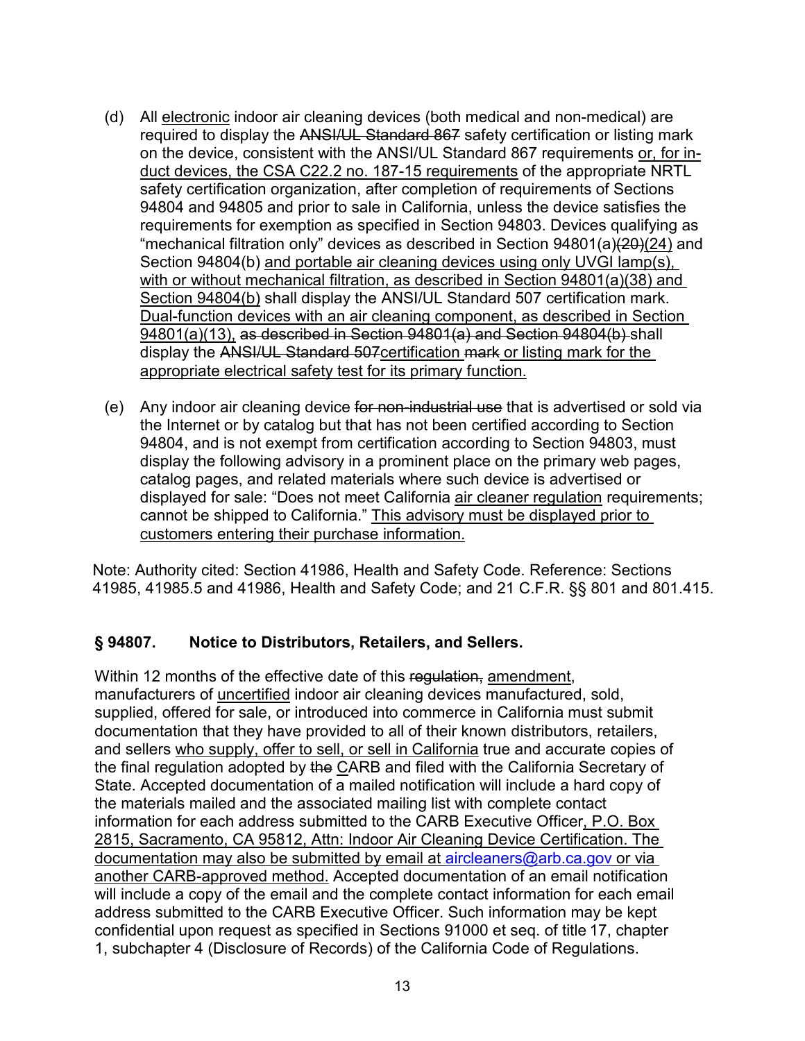(d) All <u>electronic</u> indoor air cleaning devices (both medical and non-medical) are required to display the ~~ANSI/UL Standard 867~~ safety certification or listing mark on the device, consistent with the ANSI/UL Standard 867 requirements <u>or, for in-duct devices, the CSA C22.2 no. 187-15 requirements</u> of the appropriate NRTL safety certification organization, after completion of requirements of Sections 94804 and 94805 and prior to sale in California, unless the device satisfies the requirements for exemption as specified in Section 94803. Devices qualifying as "mechanical filtration only" devices as described in Section 94801(a)~~(20)~~<u>(24)</u> and Section 94804(b) <u>and portable air cleaning devices using only UVGI lamp(s), with or without mechanical filtration, as described in Section 94801(a)(38) and Section 94804(b)</u> shall display the ANSI/UL Standard 507 certification mark. <u>Dual-function devices with an air cleaning component, as described in Section 94801(a)(13),</u> ~~as described in Section 94801(a) and Section 94804(b)~~ shall display the ~~ANSI/UL Standard 507~~<u>certification</u> ~~mark~~ <u>or listing mark for the appropriate electrical safety test for its primary function.</u>

(e) Any indoor air cleaning device ~~for non-industrial use~~ that is advertised or sold via the Internet or by catalog but that has not been certified according to Section 94804, and is not exempt from certification according to Section 94803, must display the following advisory in a prominent place on the primary web pages, catalog pages, and related materials where such device is advertised or displayed for sale: "Does not meet California <u>air cleaner regulation</u> requirements; cannot be shipped to California." <u>This advisory must be displayed prior to customers entering their purchase information.</u>

Note: Authority cited: Section 41986, Health and Safety Code. Reference: Sections 41985, 41985.5 and 41986, Health and Safety Code; and 21 C.F.R. §§ 801 and 801.415.

## § 94807. Notice to Distributors, Retailers, and Sellers.

Within 12 months of the effective date of this ~~regulation,~~ <u>amendment</u>, manufacturers of <u>uncertified</u> indoor air cleaning devices manufactured, sold, supplied, offered for sale, or introduced into commerce in California must submit documentation that they have provided to all of their known distributors, retailers, and sellers <u>who supply, offer to sell, or sell in California</u> true and accurate copies of the final regulation adopted by ~~the~~ <u>C</u>ARB and filed with the California Secretary of State. Accepted documentation of a mailed notification will include a hard copy of the materials mailed and the associated mailing list with complete contact information for each address submitted to the CARB Executive Officer<u>, P.O. Box 2815, Sacramento, CA 95812, Attn: Indoor Air Cleaning Device Certification. The documentation may also be submitted by email at aircleaners@arb.ca.gov or via another CARB-approved method.</u> Accepted documentation of an email notification will include a copy of the email and the complete contact information for each email address submitted to the CARB Executive Officer. Such information may be kept confidential upon request as specified in Sections 91000 et seq. of title 17, chapter 1, subchapter 4 (Disclosure of Records) of the California Code of Regulations.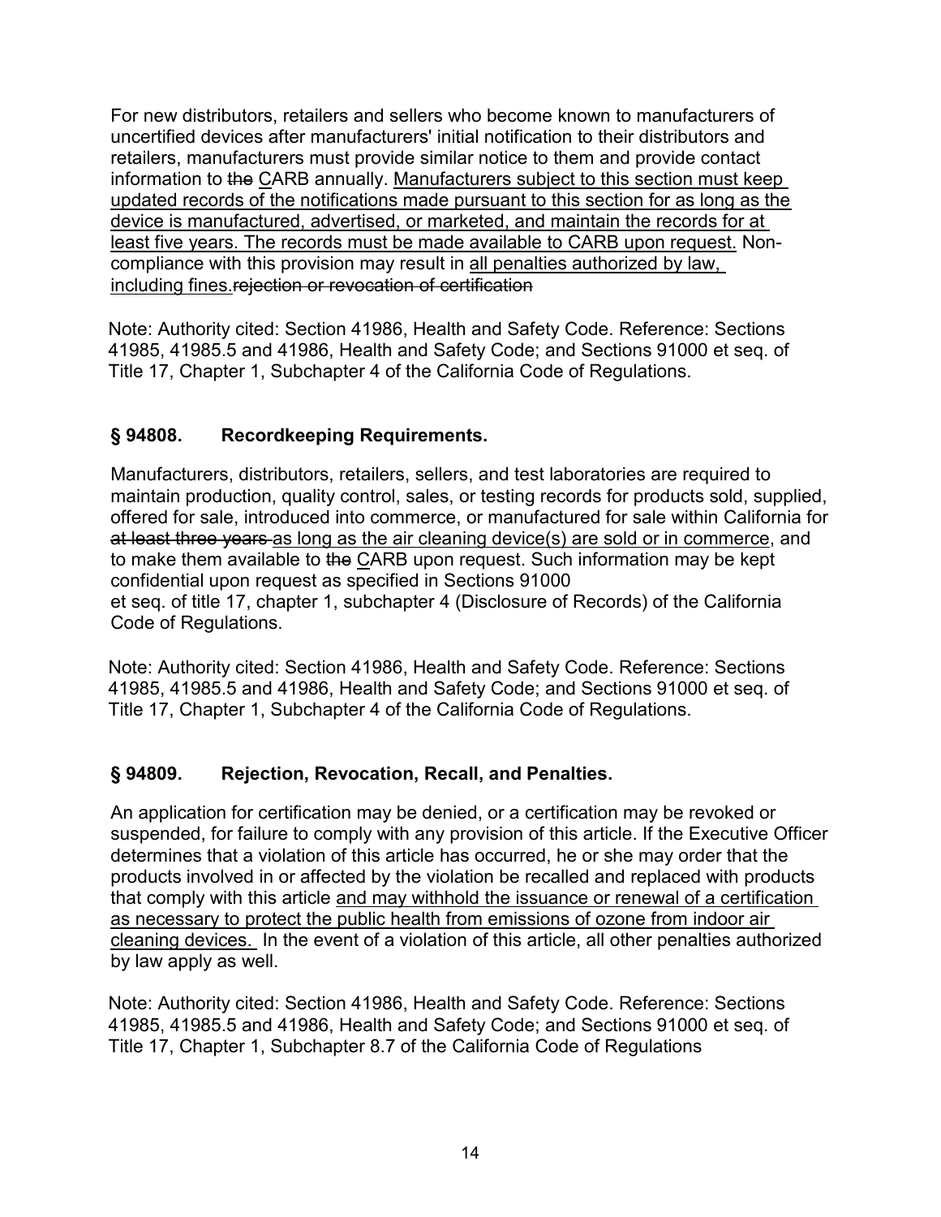For new distributors, retailers and sellers who become known to manufacturers of uncertified devices after manufacturers' initial notification to their distributors and retailers, manufacturers must provide similar notice to them and provide contact information to ~~the~~ <u>C</u>ARB annually. <u>Manufacturers subject to this section must keep updated records of the notifications made pursuant to this section for as long as the device is manufactured, advertised, or marketed, and maintain the records for at least five years. The records must be made available to CARB upon request.</u> Non-compliance with this provision may result in <u>all penalties authorized by law, including fines.</u>~~rejection or revocation of certification~~

Note: Authority cited: Section 41986, Health and Safety Code. Reference: Sections 41985, 41985.5 and 41986, Health and Safety Code; and Sections 91000 et seq. of Title 17, Chapter 1, Subchapter 4 of the California Code of Regulations.

## § 94808. Recordkeeping Requirements.

Manufacturers, distributors, retailers, sellers, and test laboratories are required to maintain production, quality control, sales, or testing records for products sold, supplied, offered for sale, introduced into commerce, or manufactured for sale within California for ~~at least three years~~ <u>as long as the air cleaning device(s) are sold or in commerce</u>, and to make them available to ~~the~~ <u>C</u>ARB upon request. Such information may be kept confidential upon request as specified in Sections 91000 et seq. of title 17, chapter 1, subchapter 4 (Disclosure of Records) of the California Code of Regulations.

Note: Authority cited: Section 41986, Health and Safety Code. Reference: Sections 41985, 41985.5 and 41986, Health and Safety Code; and Sections 91000 et seq. of Title 17, Chapter 1, Subchapter 4 of the California Code of Regulations.

## § 94809. Rejection, Revocation, Recall, and Penalties.

An application for certification may be denied, or a certification may be revoked or suspended, for failure to comply with any provision of this article. If the Executive Officer determines that a violation of this article has occurred, he or she may order that the products involved in or affected by the violation be recalled and replaced with products that comply with this article <u>and may withhold the issuance or renewal of a certification as necessary to protect the public health from emissions of ozone from indoor air cleaning devices.</u> In the event of a violation of this article, all other penalties authorized by law apply as well.

Note: Authority cited: Section 41986, Health and Safety Code. Reference: Sections 41985, 41985.5 and 41986, Health and Safety Code; and Sections 91000 et seq. of Title 17, Chapter 1, Subchapter 8.7 of the California Code of Regulations